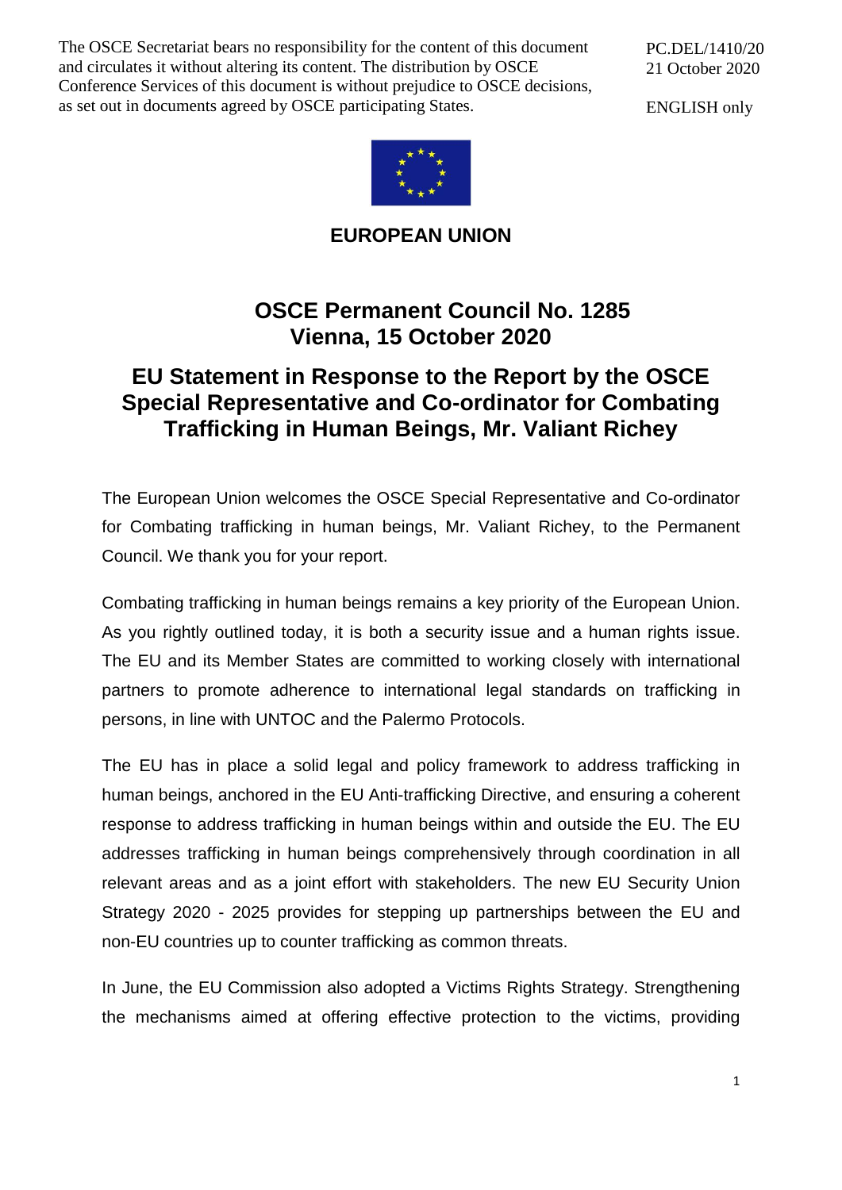The OSCE Secretariat bears no responsibility for the content of this document and circulates it without altering its content. The distribution by OSCE Conference Services of this document is without prejudice to OSCE decisions, as set out in documents agreed by OSCE participating States.

PC.DEL/1410/20
21 October 2020

ENGLISH only

**EUROPEAN UNION**

# OSCE Permanent Council No. 1285
# Vienna, 15 October 2020

## EU Statement in Response to the Report by the OSCE Special Representative and Co-ordinator for Combating Trafficking in Human Beings, Mr. Valiant Richey

The European Union welcomes the OSCE Special Representative and Co-ordinator for Combating trafficking in human beings, Mr. Valiant Richey, to the Permanent Council. We thank you for your report.

Combating trafficking in human beings remains a key priority of the European Union. As you rightly outlined today, it is both a security issue and a human rights issue. The EU and its Member States are committed to working closely with international partners to promote adherence to international legal standards on trafficking in persons, in line with UNTOC and the Palermo Protocols.

The EU has in place a solid legal and policy framework to address trafficking in human beings, anchored in the EU Anti-trafficking Directive, and ensuring a coherent response to address trafficking in human beings within and outside the EU. The EU addresses trafficking in human beings comprehensively through coordination in all relevant areas and as a joint effort with stakeholders. The new EU Security Union Strategy 2020 - 2025 provides for stepping up partnerships between the EU and non-EU countries up to counter trafficking as common threats.

In June, the EU Commission also adopted a Victims Rights Strategy. Strengthening the mechanisms aimed at offering effective protection to the victims, providing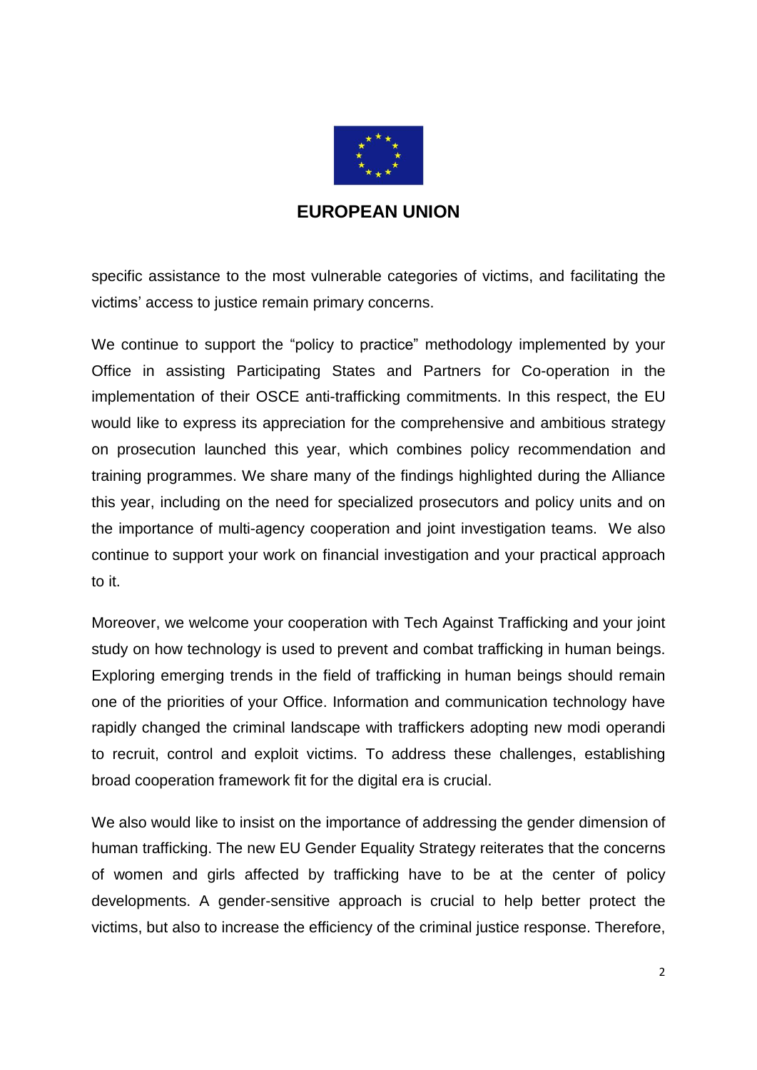**EUROPEAN UNION**

specific assistance to the most vulnerable categories of victims, and facilitating the victims' access to justice remain primary concerns.

We continue to support the "policy to practice" methodology implemented by your Office in assisting Participating States and Partners for Co-operation in the implementation of their OSCE anti-trafficking commitments. In this respect, the EU would like to express its appreciation for the comprehensive and ambitious strategy on prosecution launched this year, which combines policy recommendation and training programmes. We share many of the findings highlighted during the Alliance this year, including on the need for specialized prosecutors and policy units and on the importance of multi-agency cooperation and joint investigation teams. We also continue to support your work on financial investigation and your practical approach to it.

Moreover, we welcome your cooperation with Tech Against Trafficking and your joint study on how technology is used to prevent and combat trafficking in human beings. Exploring emerging trends in the field of trafficking in human beings should remain one of the priorities of your Office. Information and communication technology have rapidly changed the criminal landscape with traffickers adopting new modi operandi to recruit, control and exploit victims. To address these challenges, establishing broad cooperation framework fit for the digital era is crucial.

We also would like to insist on the importance of addressing the gender dimension of human trafficking. The new EU Gender Equality Strategy reiterates that the concerns of women and girls affected by trafficking have to be at the center of policy developments. A gender-sensitive approach is crucial to help better protect the victims, but also to increase the efficiency of the criminal justice response. Therefore,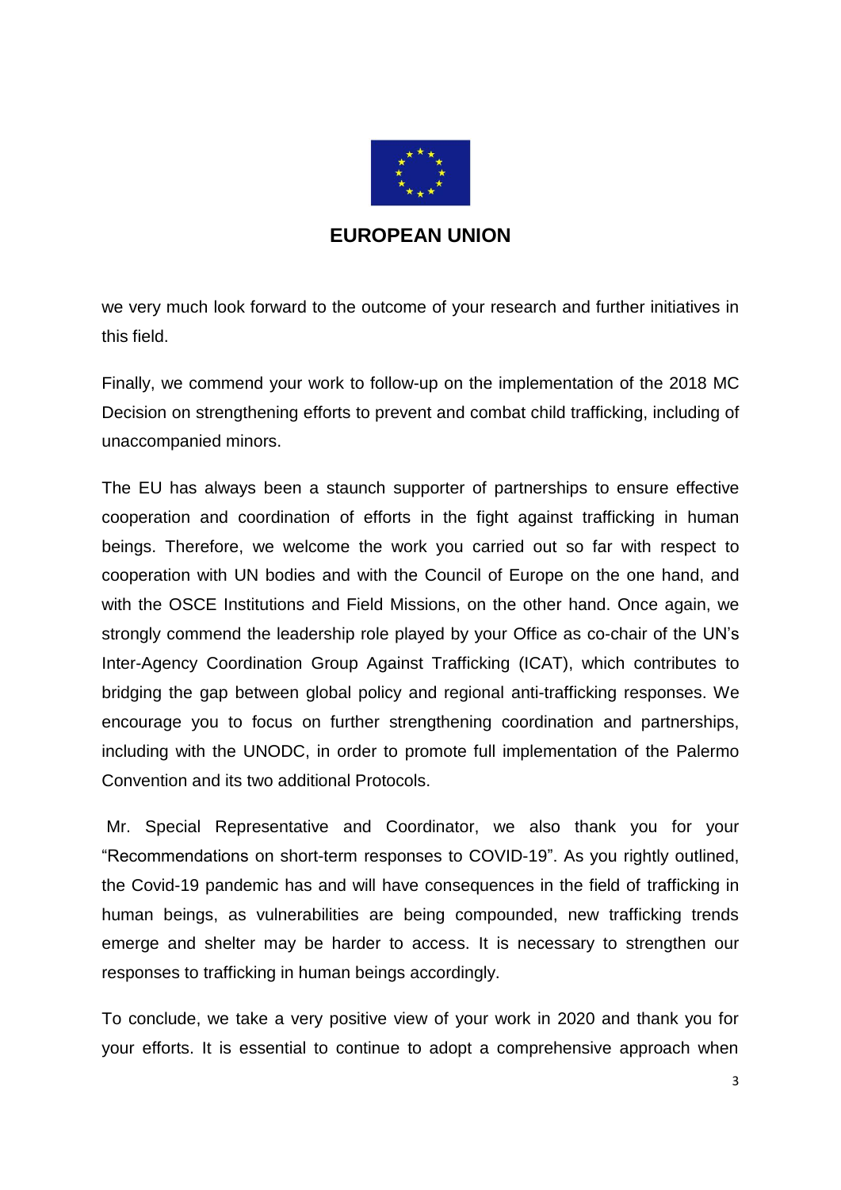we very much look forward to the outcome of your research and further initiatives in this field.

Finally, we commend your work to follow-up on the implementation of the 2018 MC Decision on strengthening efforts to prevent and combat child trafficking, including of unaccompanied minors.

The EU has always been a staunch supporter of partnerships to ensure effective cooperation and coordination of efforts in the fight against trafficking in human beings. Therefore, we welcome the work you carried out so far with respect to cooperation with UN bodies and with the Council of Europe on the one hand, and with the OSCE Institutions and Field Missions, on the other hand. Once again, we strongly commend the leadership role played by your Office as co-chair of the UN's Inter-Agency Coordination Group Against Trafficking (ICAT), which contributes to bridging the gap between global policy and regional anti-trafficking responses. We encourage you to focus on further strengthening coordination and partnerships, including with the UNODC, in order to promote full implementation of the Palermo Convention and its two additional Protocols.

Mr. Special Representative and Coordinator, we also thank you for your "Recommendations on short-term responses to COVID-19". As you rightly outlined, the Covid-19 pandemic has and will have consequences in the field of trafficking in human beings, as vulnerabilities are being compounded, new trafficking trends emerge and shelter may be harder to access. It is necessary to strengthen our responses to trafficking in human beings accordingly.

To conclude, we take a very positive view of your work in 2020 and thank you for your efforts. It is essential to continue to adopt a comprehensive approach when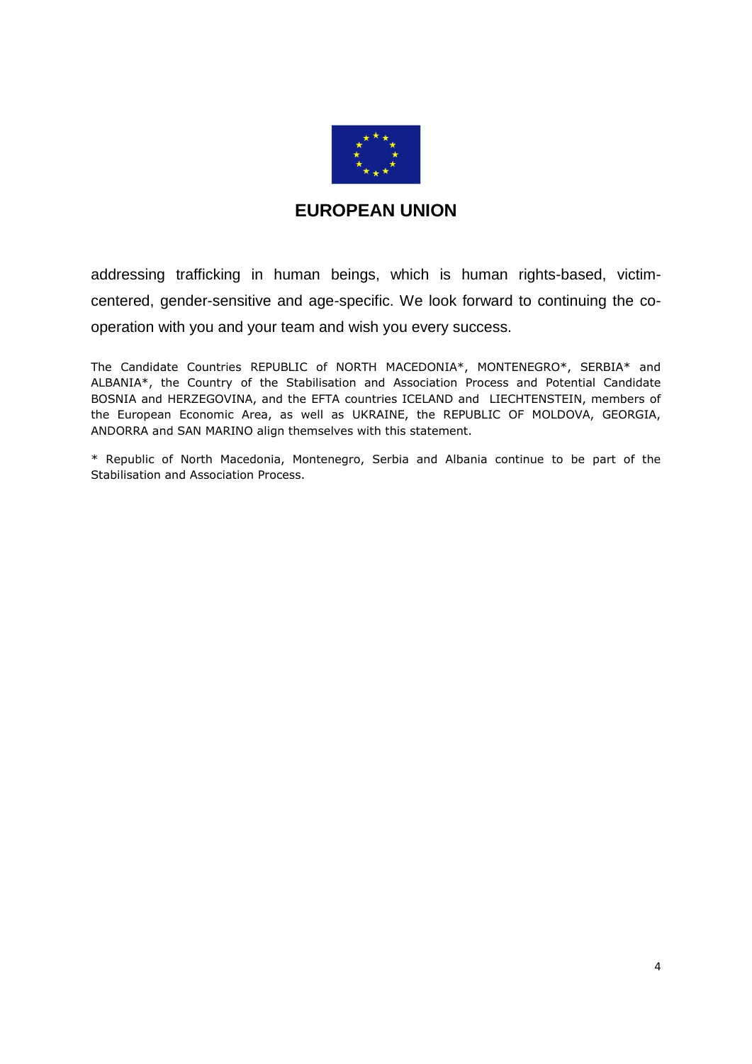# EUROPEAN UNION

addressing trafficking in human beings, which is human rights-based, victim-centered, gender-sensitive and age-specific. We look forward to continuing the co-operation with you and your team and wish you every success.

The Candidate Countries REPUBLIC of NORTH MACEDONIA*, MONTENEGRO*, SERBIA* and ALBANIA*, the Country of the Stabilisation and Association Process and Potential Candidate BOSNIA and HERZEGOVINA, and the EFTA countries ICELAND and LIECHTENSTEIN, members of the European Economic Area, as well as UKRAINE, the REPUBLIC OF MOLDOVA, GEORGIA, ANDORRA and SAN MARINO align themselves with this statement.

* Republic of North Macedonia, Montenegro, Serbia and Albania continue to be part of the Stabilisation and Association Process.